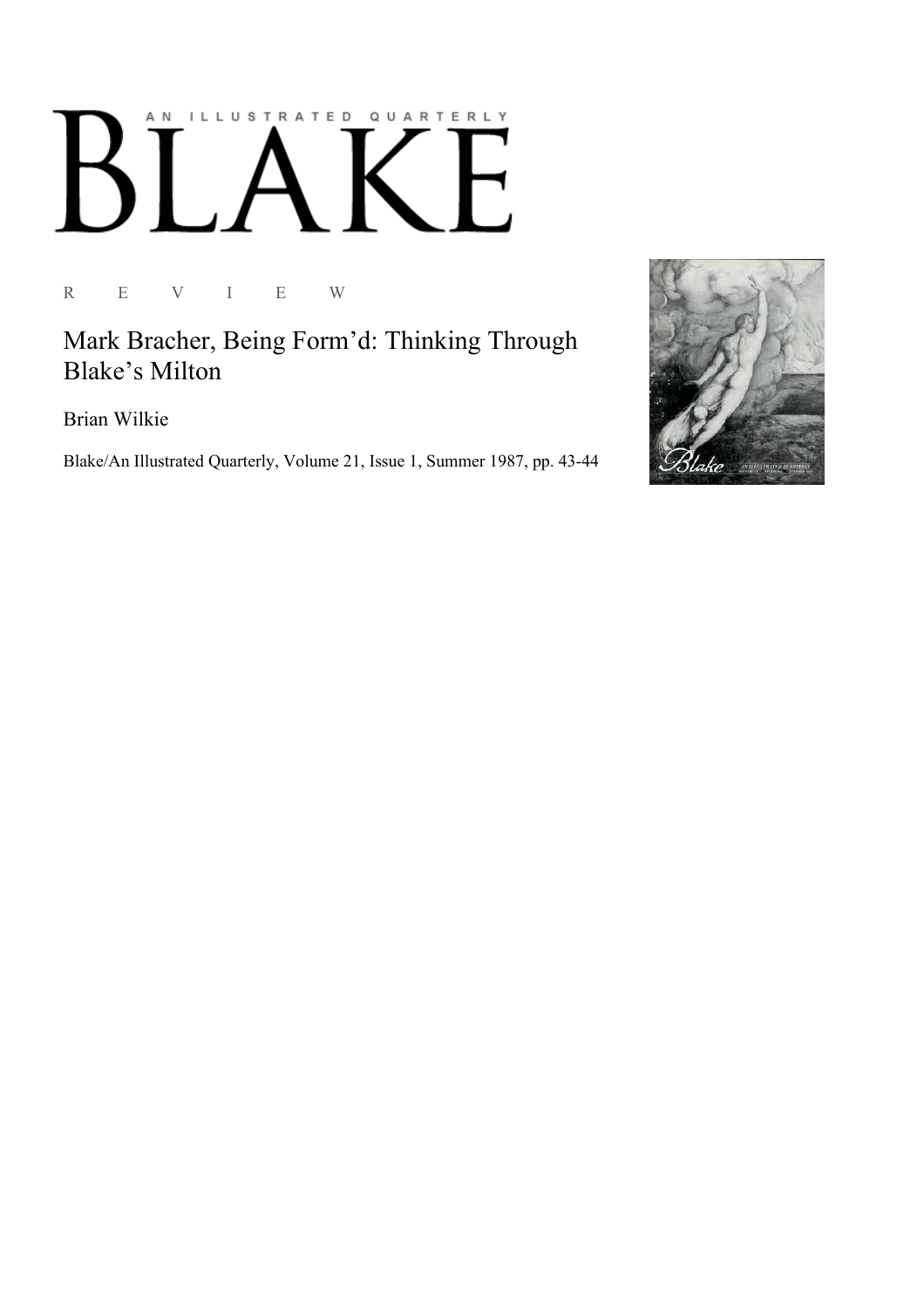AN ILLUSTRATED QUARTERLY

# BLAKE

R E V I E W

## Mark Bracher, Being Form'd: Thinking Through Blake's Milton

Brian Wilkie

Blake/An Illustrated Quarterly, Volume 21, Issue 1, Summer 1987, pp. 43-44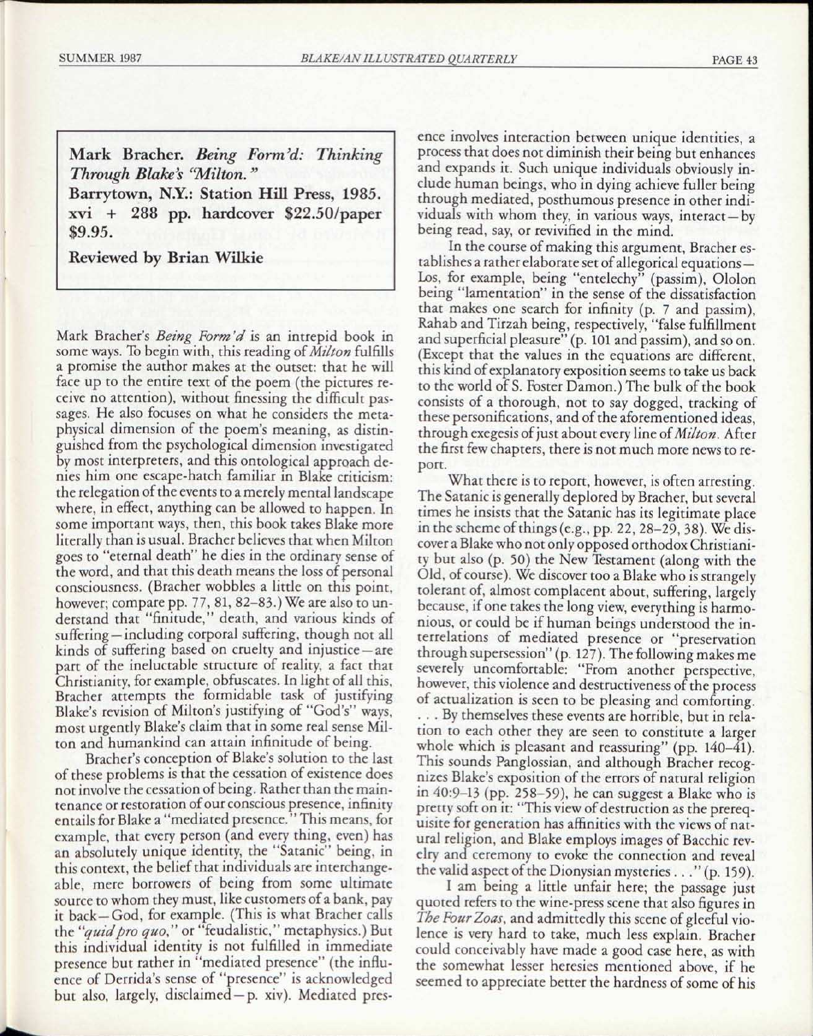**Mark Bracher. *Being Form'd: Thinking Through Blake's "Milton."***
**Barrytown, N.Y.: Station Hill Press, 1985. xvi + 288 pp. hardcover $22.50/paper $9.95.**

**Reviewed by Brian Wilkie**

Mark Bracher's *Being Form'd* is an intrepid book in some ways. To begin with, this reading of *Milton* fulfills a promise the author makes at the outset: that he will face up to the entire text of the poem (the pictures receive no attention), without finessing the difficult passages. He also focuses on what he considers the metaphysical dimension of the poem's meaning, as distinguished from the psychological dimension investigated by most interpreters, and this ontological approach denies him one escape-hatch familiar in Blake criticism: the relegation of the events to a merely mental landscape where, in effect, anything can be allowed to happen. In some important ways, then, this book takes Blake more literally than is usual. Bracher believes that when Milton goes to "eternal death" he dies in the ordinary sense of the word, and that this death means the loss of personal consciousness. (Bracher wobbles a little on this point, however; compare pp. 77, 81, 82–83.) We are also to understand that "finitude," death, and various kinds of suffering—including corporal suffering, though not all kinds of suffering based on cruelty and injustice—are part of the ineluctable structure of reality, a fact that Christianity, for example, obfuscates. In light of all this, Bracher attempts the formidable task of justifying Blake's revision of Milton's justifying of "God's" ways, most urgently Blake's claim that in some real sense Milton and humankind can attain infinitude of being.

Bracher's conception of Blake's solution to the last of these problems is that the cessation of existence does not involve the cessation of being. Rather than the maintenance or restoration of our conscious presence, infinity entails for Blake a "mediated presence." This means, for example, that every person (and every thing, even) has an absolutely unique identity, the "Satanic" being, in this context, the belief that individuals are interchangeable, mere borrowers of being from some ultimate source to whom they must, like customers of a bank, pay it back—God, for example. (This is what Bracher calls the "*quid pro quo*," or "feudalistic," metaphysics.) But this individual identity is not fulfilled in immediate presence but rather in "mediated presence" (the influence of Derrida's sense of "presence" is acknowledged but also, largely, disclaimed—p. xiv). Mediated presence involves interaction between unique identities, a process that does not diminish their being but enhances and expands it. Such unique individuals obviously include human beings, who in dying achieve fuller being through mediated, posthumous presence in other individuals with whom they, in various ways, interact—by being read, say, or revivified in the mind.

In the course of making this argument, Bracher establishes a rather elaborate set of allegorical equations—Los, for example, being "entelechy" (passim), Ololon being "lamentation" in the sense of the dissatisfaction that makes one search for infinity (p. 7 and passim), Rahab and Tirzah being, respectively, "false fulfillment and superficial pleasure" (p. 101 and passim), and so on. (Except that the values in the equations are different, this kind of explanatory exposition seems to take us back to the world of S. Foster Damon.) The bulk of the book consists of a thorough, not to say dogged, tracking of these personifications, and of the aforementioned ideas, through exegesis of just about every line of *Milton*. After the first few chapters, there is not much more news to report.

What there is to report, however, is often arresting. The Satanic is generally deplored by Bracher, but several times he insists that the Satanic has its legitimate place in the scheme of things (e.g., pp. 22, 28–29, 38). We discover a Blake who not only opposed orthodox Christianity but also (p. 50) the New Testament (along with the Old, of course). We discover too a Blake who is strangely tolerant of, almost complacent about, suffering, largely because, if one takes the long view, everything is harmonious, or could be if human beings understood the interrelations of mediated presence or "preservation through supersession" (p. 127). The following makes me severely uncomfortable: "From another perspective, however, this violence and destructiveness of the process of actualization is seen to be pleasing and comforting. . . . By themselves these events are horrible, but in relation to each other they are seen to constitute a larger whole which is pleasant and reassuring" (pp. 140–41). This sounds Panglossian, and although Bracher recognizes Blake's exposition of the errors of natural religion in 40:9–13 (pp. 258–59), he can suggest a Blake who is pretty soft on it: "This view of destruction as the prerequisite for generation has affinities with the views of natural religion, and Blake employs images of Bacchic revelry and ceremony to evoke the connection and reveal the valid aspect of the Dionysian mysteries . . ." (p. 159).

I am being a little unfair here; the passage just quoted refers to the wine-press scene that also figures in *The Four Zoas*, and admittedly this scene of gleeful violence is very hard to take, much less explain. Bracher could conceivably have made a good case here, as with the somewhat lesser heresies mentioned above, if he seemed to appreciate better the hardness of some of his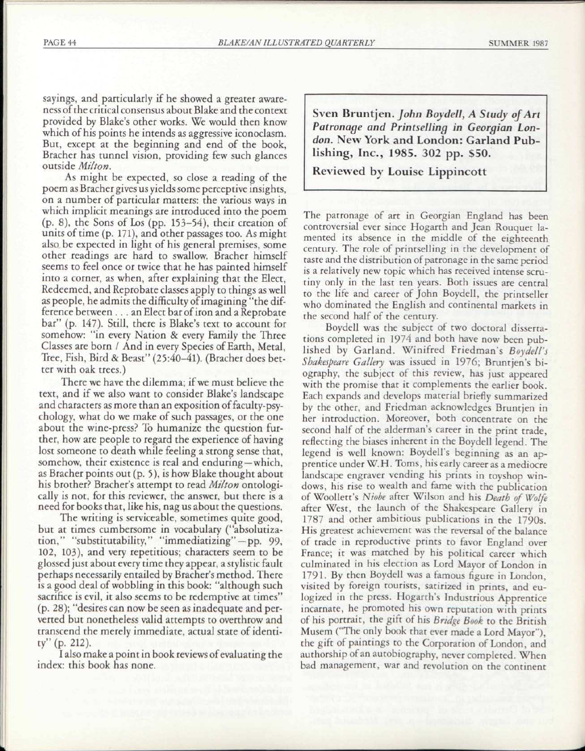sayings, and particularly if he showed a greater awareness of the critical consensus about Blake and the context provided by Blake's other works. We would then know which of his points he intends as aggressive iconoclasm. But, except at the beginning and end of the book, Bracher has tunnel vision, providing few such glances outside *Milton*.

As might be expected, so close a reading of the poem as Bracher gives us yields some perceptive insights, on a number of particular matters: the various ways in which implicit meanings are introduced into the poem (p. 8), the Sons of Los (pp. 153–54), their creation of units of time (p. 171), and other passages too. As might also be expected in light of his general premises, some other readings are hard to swallow. Bracher himself seems to feel once or twice that he has painted himself into a corner, as when, after explaining that the Elect, Redeemed, and Reprobate classes apply to things as well as people, he admits the difficulty of imagining "the difference between . . . an Elect bar of iron and a Reprobate bar" (p. 147). Still, there is Blake's text to account for somehow: "in every Nation & every Family the Three Classes are born / And in every Species of Earth, Metal, Tree, Fish, Bird & Beast" (25:40–41). (Bracher does better with oak trees.)

There we have the dilemma; if we must believe the text, and if we also want to consider Blake's landscape and characters as more than an exposition of faculty-psychology, what do we make of such passages, or the one about the wine-press? To humanize the question further, how are people to regard the experience of having lost someone to death while feeling a strong sense that, somehow, their existence is real and enduring—which, as Bracher points out (p. 5), is how Blake thought about his brother? Bracher's attempt to read *Milton* ontologically is not, for this reviewer, the answer, but there is a need for books that, like his, nag us about the questions.

The writing is serviceable, sometimes quite good, but at times cumbersome in vocabulary ("absolutization," "substitutability," "immediatizing"—pp. 99, 102, 103), and very repetitious; characters seem to be glossed just about every time they appear, a stylistic fault perhaps necessarily entailed by Bracher's method. There is a good deal of wobbling in this book: "although such sacrifice is evil, it also seems to be redemptive at times" (p. 28); "desires can now be seen as inadequate and perverted but nonetheless valid attempts to overthrow and transcend the merely immediate, actual state of identity" (p. 212).

I also make a point in book reviews of evaluating the index: this book has none.

**Sven Bruntjen. *John Boydell, A Study of Art Patronage and Printselling in Georgian London*. New York and London: Garland Publishing, Inc., 1985. 302 pp. $50.**

**Reviewed by Louise Lippincott**

The patronage of art in Georgian England has been controversial ever since Hogarth and Jean Rouquet lamented its absence in the middle of the eighteenth century. The role of printselling in the development of taste and the distribution of patronage in the same period is a relatively new topic which has received intense scrutiny only in the last ten years. Both issues are central to the life and career of John Boydell, the printseller who dominated the English and continental markets in the second half of the century.

Boydell was the subject of two doctoral dissertations completed in 1974 and both have now been published by Garland. Winifred Friedman's *Boydell's Shakespeare Gallery* was issued in 1976; Bruntjen's biography, the subject of this review, has just appeared with the promise that it complements the earlier book. Each expands and develops material briefly summarized by the other, and Friedman acknowledges Bruntjen in her introduction. Moreover, both concentrate on the second half of the alderman's career in the print trade, reflecting the biases inherent in the Boydell legend. The legend is well known: Boydell's beginning as an apprentice under W.H. Toms, his early career as a mediocre landscape engraver vending his prints in toyshop windows, his rise to wealth and fame with the publication of Woollett's *Niobe* after Wilson and his *Death of Wolfe* after West, the launch of the Shakespeare Gallery in 1787 and other ambitious publications in the 1790s. His greatest achievement was the reversal of the balance of trade in reproductive prints to favor England over France; it was matched by his political career which culminated in his election as Lord Mayor of London in 1791. By then Boydell was a famous figure in London, visited by foreign tourists, satirized in prints, and eulogized in the press. Hogarth's Industrious Apprentice incarnate, he promoted his own reputation with prints of his portrait, the gift of his *Bridge Book* to the British Musem ("The only book that ever made a Lord Mayor"), the gift of paintings to the Corporation of London, and authorship of an autobiography, never completed. When bad management, war and revolution on the continent